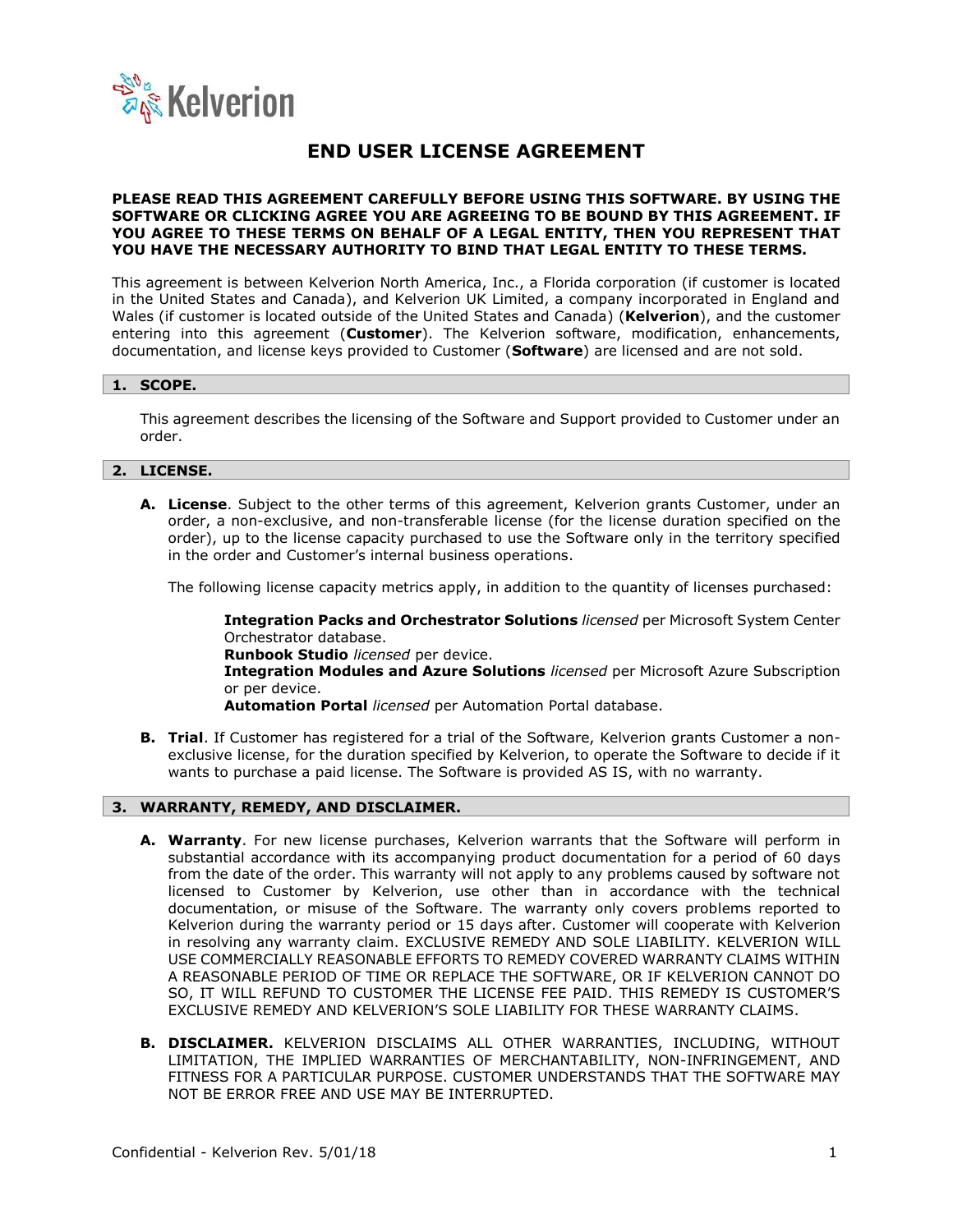# END USER LICENSE AGREEMENT

**PLEASE READ THIS AGREEMENT CAREFULLY BEFORE USING THIS SOFTWARE. BY USING THE SOFTWARE OR CLICKING AGREE YOU ARE AGREEING TO BE BOUND BY THIS AGREEMENT. IF YOU AGREE TO THESE TERMS ON BEHALF OF A LEGAL ENTITY, THEN YOU REPRESENT THAT YOU HAVE THE NECESSARY AUTHORITY TO BIND THAT LEGAL ENTITY TO THESE TERMS.**

This agreement is between Kelverion North America, Inc., a Florida corporation (if customer is located in the United States and Canada), and Kelverion UK Limited, a company incorporated in England and Wales (if customer is located outside of the United States and Canada) (**Kelverion**), and the customer entering into this agreement (**Customer**). The Kelverion software, modification, enhancements, documentation, and license keys provided to Customer (**Software**) are licensed and are not sold.

## 1. SCOPE.

This agreement describes the licensing of the Software and Support provided to Customer under an order.

## 2. LICENSE.

**A. License**. Subject to the other terms of this agreement, Kelverion grants Customer, under an order, a non-exclusive, and non-transferable license (for the license duration specified on the order), up to the license capacity purchased to use the Software only in the territory specified in the order and Customer's internal business operations.

The following license capacity metrics apply, in addition to the quantity of licenses purchased:

**Integration Packs and Orchestrator Solutions** *licensed* per Microsoft System Center Orchestrator database.
**Runbook Studio** *licensed* per device.
**Integration Modules and Azure Solutions** *licensed* per Microsoft Azure Subscription or per device.
**Automation Portal** *licensed* per Automation Portal database.

**B. Trial**. If Customer has registered for a trial of the Software, Kelverion grants Customer a non-exclusive license, for the duration specified by Kelverion, to operate the Software to decide if it wants to purchase a paid license. The Software is provided AS IS, with no warranty.

## 3. WARRANTY, REMEDY, AND DISCLAIMER.

**A. Warranty**. For new license purchases, Kelverion warrants that the Software will perform in substantial accordance with its accompanying product documentation for a period of 60 days from the date of the order. This warranty will not apply to any problems caused by software not licensed to Customer by Kelverion, use other than in accordance with the technical documentation, or misuse of the Software. The warranty only covers problems reported to Kelverion during the warranty period or 15 days after. Customer will cooperate with Kelverion in resolving any warranty claim. EXCLUSIVE REMEDY AND SOLE LIABILITY. KELVERION WILL USE COMMERCIALLY REASONABLE EFFORTS TO REMEDY COVERED WARRANTY CLAIMS WITHIN A REASONABLE PERIOD OF TIME OR REPLACE THE SOFTWARE, OR IF KELVERION CANNOT DO SO, IT WILL REFUND TO CUSTOMER THE LICENSE FEE PAID. THIS REMEDY IS CUSTOMER'S EXCLUSIVE REMEDY AND KELVERION'S SOLE LIABILITY FOR THESE WARRANTY CLAIMS.

**B. DISCLAIMER.** KELVERION DISCLAIMS ALL OTHER WARRANTIES, INCLUDING, WITHOUT LIMITATION, THE IMPLIED WARRANTIES OF MERCHANTABILITY, NON-INFRINGEMENT, AND FITNESS FOR A PARTICULAR PURPOSE. CUSTOMER UNDERSTANDS THAT THE SOFTWARE MAY NOT BE ERROR FREE AND USE MAY BE INTERRUPTED.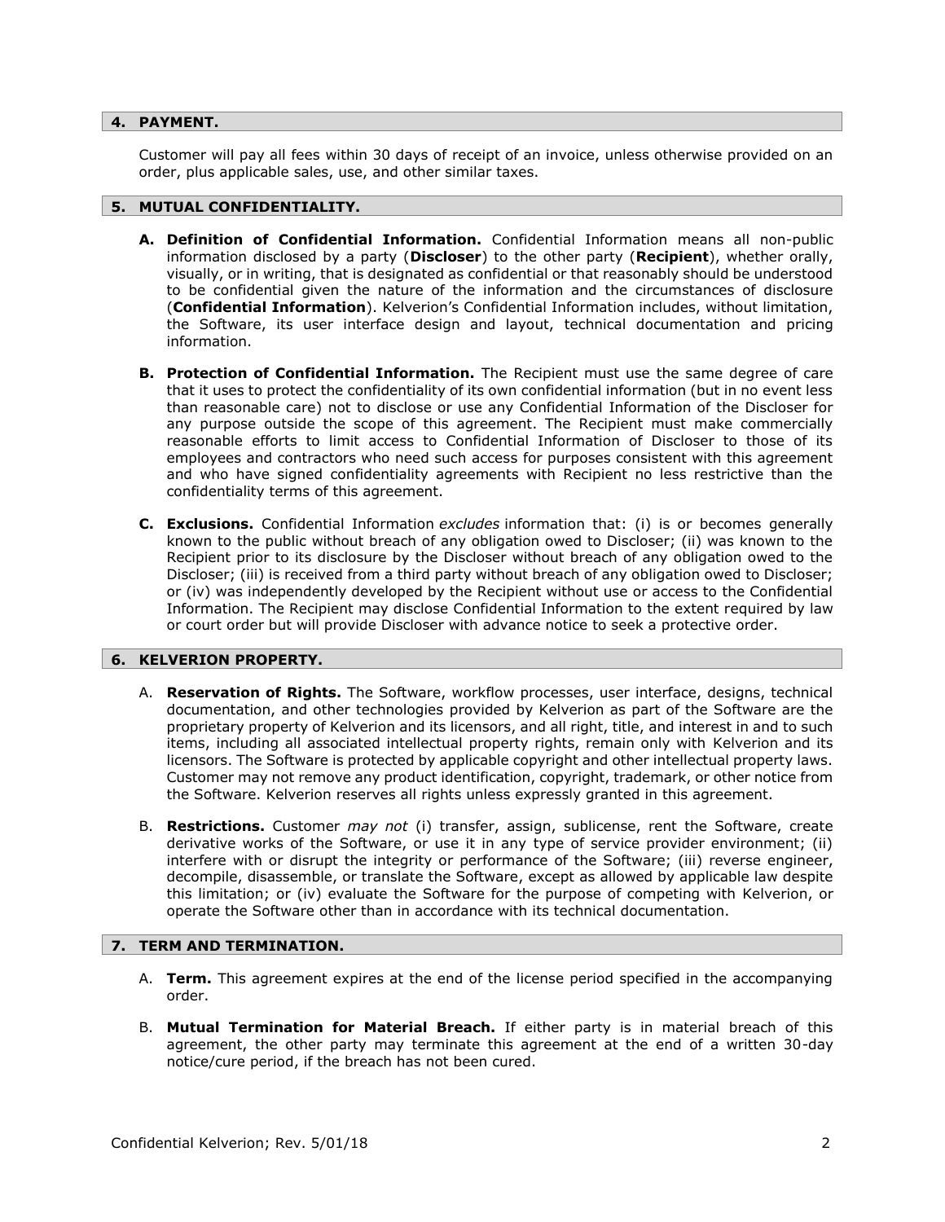## 4. PAYMENT.

Customer will pay all fees within 30 days of receipt of an invoice, unless otherwise provided on an order, plus applicable sales, use, and other similar taxes.

## 5. MUTUAL CONFIDENTIALITY.

**A. Definition of Confidential Information.** Confidential Information means all non-public information disclosed by a party (**Discloser**) to the other party (**Recipient**), whether orally, visually, or in writing, that is designated as confidential or that reasonably should be understood to be confidential given the nature of the information and the circumstances of disclosure (**Confidential Information**). Kelverion's Confidential Information includes, without limitation, the Software, its user interface design and layout, technical documentation and pricing information.

**B. Protection of Confidential Information.** The Recipient must use the same degree of care that it uses to protect the confidentiality of its own confidential information (but in no event less than reasonable care) not to disclose or use any Confidential Information of the Discloser for any purpose outside the scope of this agreement. The Recipient must make commercially reasonable efforts to limit access to Confidential Information of Discloser to those of its employees and contractors who need such access for purposes consistent with this agreement and who have signed confidentiality agreements with Recipient no less restrictive than the confidentiality terms of this agreement.

**C. Exclusions.** Confidential Information *excludes* information that: (i) is or becomes generally known to the public without breach of any obligation owed to Discloser; (ii) was known to the Recipient prior to its disclosure by the Discloser without breach of any obligation owed to the Discloser; (iii) is received from a third party without breach of any obligation owed to Discloser; or (iv) was independently developed by the Recipient without use or access to the Confidential Information. The Recipient may disclose Confidential Information to the extent required by law or court order but will provide Discloser with advance notice to seek a protective order.

## 6. KELVERION PROPERTY.

A. **Reservation of Rights.** The Software, workflow processes, user interface, designs, technical documentation, and other technologies provided by Kelverion as part of the Software are the proprietary property of Kelverion and its licensors, and all right, title, and interest in and to such items, including all associated intellectual property rights, remain only with Kelverion and its licensors. The Software is protected by applicable copyright and other intellectual property laws. Customer may not remove any product identification, copyright, trademark, or other notice from the Software. Kelverion reserves all rights unless expressly granted in this agreement.

B. **Restrictions.** Customer *may not* (i) transfer, assign, sublicense, rent the Software, create derivative works of the Software, or use it in any type of service provider environment; (ii) interfere with or disrupt the integrity or performance of the Software; (iii) reverse engineer, decompile, disassemble, or translate the Software, except as allowed by applicable law despite this limitation; or (iv) evaluate the Software for the purpose of competing with Kelverion, or operate the Software other than in accordance with its technical documentation.

## 7. TERM AND TERMINATION.

A. **Term.** This agreement expires at the end of the license period specified in the accompanying order.

B. **Mutual Termination for Material Breach.** If either party is in material breach of this agreement, the other party may terminate this agreement at the end of a written 30-day notice/cure period, if the breach has not been cured.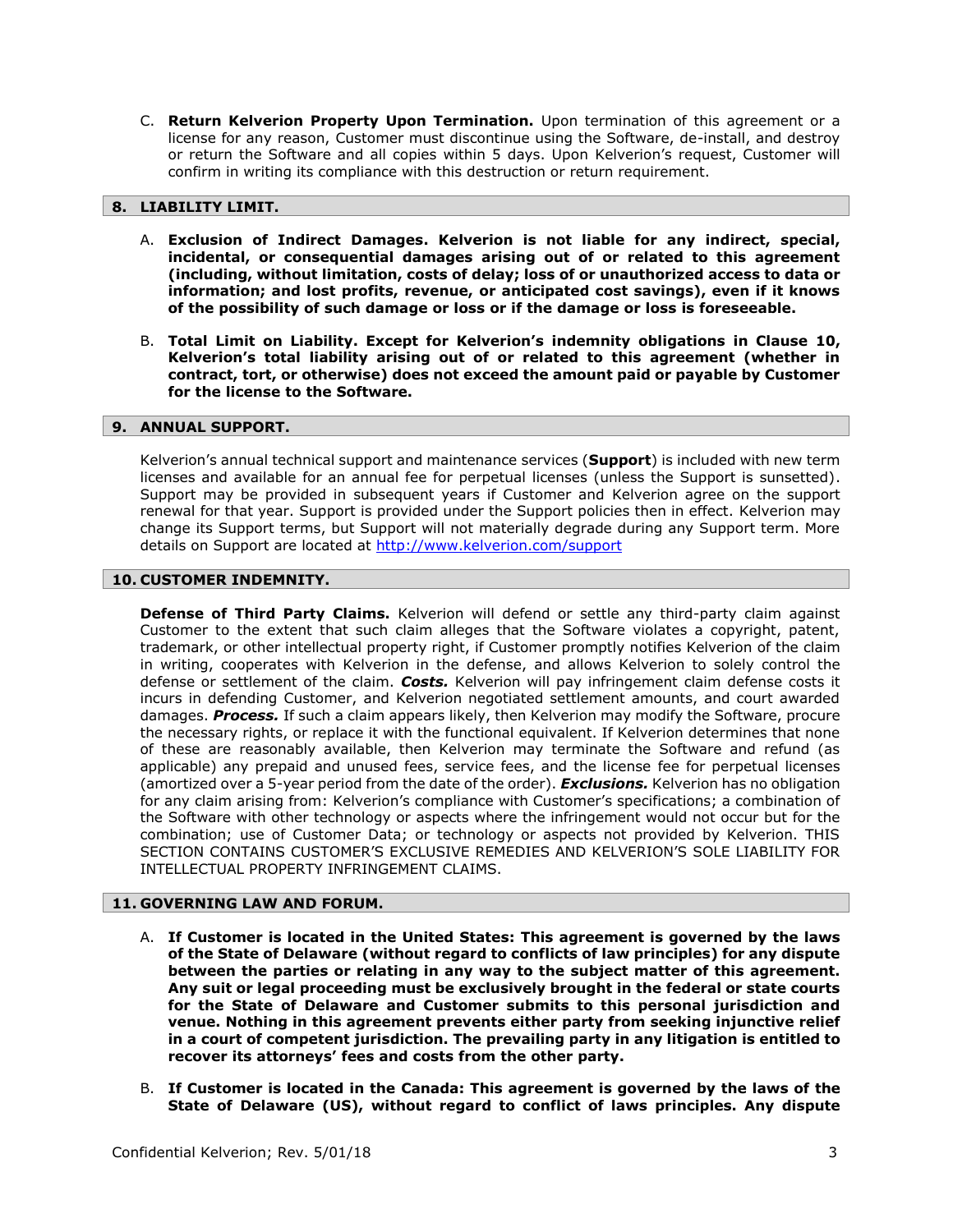C. **Return Kelverion Property Upon Termination.** Upon termination of this agreement or a license for any reason, Customer must discontinue using the Software, de-install, and destroy or return the Software and all copies within 5 days. Upon Kelverion's request, Customer will confirm in writing its compliance with this destruction or return requirement.

## 8. LIABILITY LIMIT.

A. **Exclusion of Indirect Damages. Kelverion is not liable for any indirect, special, incidental, or consequential damages arising out of or related to this agreement (including, without limitation, costs of delay; loss of or unauthorized access to data or information; and lost profits, revenue, or anticipated cost savings), even if it knows of the possibility of such damage or loss or if the damage or loss is foreseeable.**

B. **Total Limit on Liability. Except for Kelverion's indemnity obligations in Clause 10, Kelverion's total liability arising out of or related to this agreement (whether in contract, tort, or otherwise) does not exceed the amount paid or payable by Customer for the license to the Software.**

## 9. ANNUAL SUPPORT.

Kelverion's annual technical support and maintenance services (**Support**) is included with new term licenses and available for an annual fee for perpetual licenses (unless the Support is sunsetted). Support may be provided in subsequent years if Customer and Kelverion agree on the support renewal for that year. Support is provided under the Support policies then in effect. Kelverion may change its Support terms, but Support will not materially degrade during any Support term. More details on Support are located at [http://www.kelverion.com/support](http://www.kelverion.com/support)

## 10. CUSTOMER INDEMNITY.

**Defense of Third Party Claims.** Kelverion will defend or settle any third-party claim against Customer to the extent that such claim alleges that the Software violates a copyright, patent, trademark, or other intellectual property right, if Customer promptly notifies Kelverion of the claim in writing, cooperates with Kelverion in the defense, and allows Kelverion to solely control the defense or settlement of the claim. ***Costs.*** Kelverion will pay infringement claim defense costs it incurs in defending Customer, and Kelverion negotiated settlement amounts, and court awarded damages. ***Process.*** If such a claim appears likely, then Kelverion may modify the Software, procure the necessary rights, or replace it with the functional equivalent. If Kelverion determines that none of these are reasonably available, then Kelverion may terminate the Software and refund (as applicable) any prepaid and unused fees, service fees, and the license fee for perpetual licenses (amortized over a 5-year period from the date of the order). ***Exclusions.*** Kelverion has no obligation for any claim arising from: Kelverion's compliance with Customer's specifications; a combination of the Software with other technology or aspects where the infringement would not occur but for the combination; use of Customer Data; or technology or aspects not provided by Kelverion. THIS SECTION CONTAINS CUSTOMER'S EXCLUSIVE REMEDIES AND KELVERION'S SOLE LIABILITY FOR INTELLECTUAL PROPERTY INFRINGEMENT CLAIMS.

## 11. GOVERNING LAW AND FORUM.

A. **If Customer is located in the United States: This agreement is governed by the laws of the State of Delaware (without regard to conflicts of law principles) for any dispute between the parties or relating in any way to the subject matter of this agreement. Any suit or legal proceeding must be exclusively brought in the federal or state courts for the State of Delaware and Customer submits to this personal jurisdiction and venue. Nothing in this agreement prevents either party from seeking injunctive relief in a court of competent jurisdiction. The prevailing party in any litigation is entitled to recover its attorneys' fees and costs from the other party.**

B. **If Customer is located in the Canada: This agreement is governed by the laws of the State of Delaware (US), without regard to conflict of laws principles. Any dispute**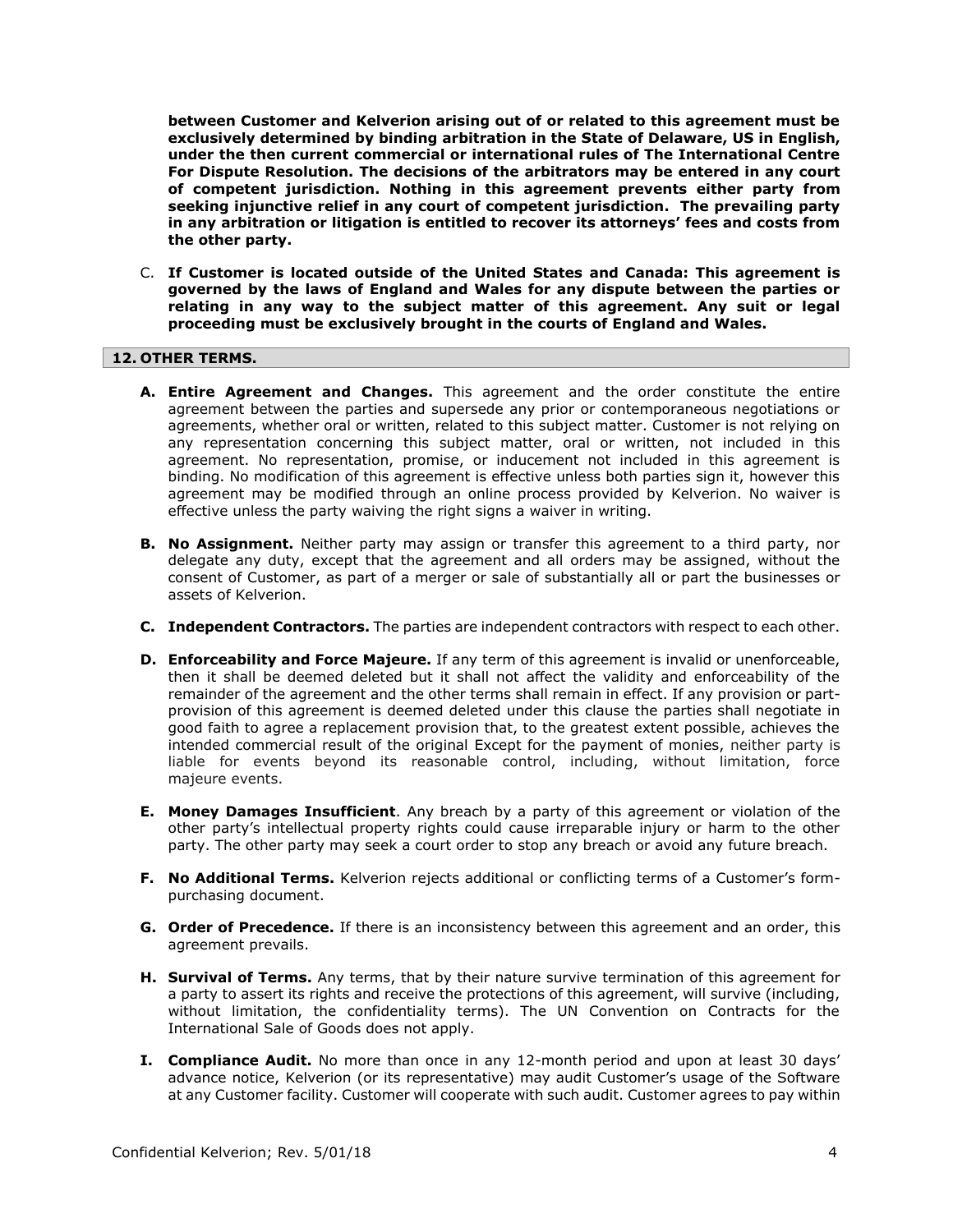**between Customer and Kelverion arising out of or related to this agreement must be exclusively determined by binding arbitration in the State of Delaware, US in English, under the then current commercial or international rules of The International Centre For Dispute Resolution. The decisions of the arbitrators may be entered in any court of competent jurisdiction. Nothing in this agreement prevents either party from seeking injunctive relief in any court of competent jurisdiction. The prevailing party in any arbitration or litigation is entitled to recover its attorneys' fees and costs from the other party.**

C. **If Customer is located outside of the United States and Canada: This agreement is governed by the laws of England and Wales for any dispute between the parties or relating in any way to the subject matter of this agreement. Any suit or legal proceeding must be exclusively brought in the courts of England and Wales.**

## 12. OTHER TERMS.

**A. Entire Agreement and Changes.** This agreement and the order constitute the entire agreement between the parties and supersede any prior or contemporaneous negotiations or agreements, whether oral or written, related to this subject matter. Customer is not relying on any representation concerning this subject matter, oral or written, not included in this agreement. No representation, promise, or inducement not included in this agreement is binding. No modification of this agreement is effective unless both parties sign it, however this agreement may be modified through an online process provided by Kelverion. No waiver is effective unless the party waiving the right signs a waiver in writing.

**B. No Assignment.** Neither party may assign or transfer this agreement to a third party, nor delegate any duty, except that the agreement and all orders may be assigned, without the consent of Customer, as part of a merger or sale of substantially all or part the businesses or assets of Kelverion.

**C. Independent Contractors.** The parties are independent contractors with respect to each other.

**D. Enforceability and Force Majeure.** If any term of this agreement is invalid or unenforceable, then it shall be deemed deleted but it shall not affect the validity and enforceability of the remainder of the agreement and the other terms shall remain in effect. If any provision or part-provision of this agreement is deemed deleted under this clause the parties shall negotiate in good faith to agree a replacement provision that, to the greatest extent possible, achieves the intended commercial result of the original Except for the payment of monies, neither party is liable for events beyond its reasonable control, including, without limitation, force majeure events.

**E. Money Damages Insufficient**. Any breach by a party of this agreement or violation of the other party's intellectual property rights could cause irreparable injury or harm to the other party. The other party may seek a court order to stop any breach or avoid any future breach.

**F. No Additional Terms.** Kelverion rejects additional or conflicting terms of a Customer's form-purchasing document.

**G. Order of Precedence.** If there is an inconsistency between this agreement and an order, this agreement prevails.

**H. Survival of Terms.** Any terms, that by their nature survive termination of this agreement for a party to assert its rights and receive the protections of this agreement, will survive (including, without limitation, the confidentiality terms). The UN Convention on Contracts for the International Sale of Goods does not apply.

**I. Compliance Audit.** No more than once in any 12-month period and upon at least 30 days' advance notice, Kelverion (or its representative) may audit Customer's usage of the Software at any Customer facility. Customer will cooperate with such audit. Customer agrees to pay within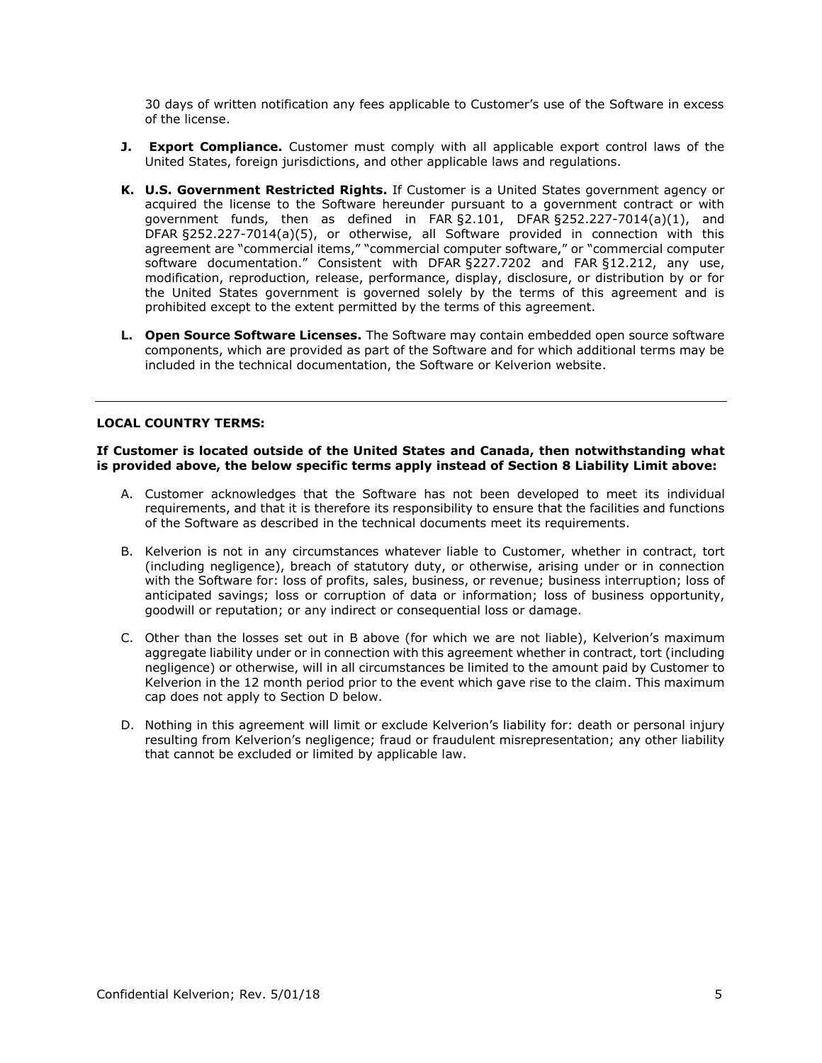30 days of written notification any fees applicable to Customer's use of the Software in excess of the license.

**J. Export Compliance.** Customer must comply with all applicable export control laws of the United States, foreign jurisdictions, and other applicable laws and regulations.

**K. U.S. Government Restricted Rights.** If Customer is a United States government agency or acquired the license to the Software hereunder pursuant to a government contract or with government funds, then as defined in FAR §2.101, DFAR §252.227-7014(a)(1), and DFAR §252.227-7014(a)(5), or otherwise, all Software provided in connection with this agreement are "commercial items," "commercial computer software," or "commercial computer software documentation." Consistent with DFAR §227.7202 and FAR §12.212, any use, modification, reproduction, release, performance, display, disclosure, or distribution by or for the United States government is governed solely by the terms of this agreement and is prohibited except to the extent permitted by the terms of this agreement.

**L. Open Source Software Licenses.** The Software may contain embedded open source software components, which are provided as part of the Software and for which additional terms may be included in the technical documentation, the Software or Kelverion website.

---

**LOCAL COUNTRY TERMS:**

**If Customer is located outside of the United States and Canada, then notwithstanding what is provided above, the below specific terms apply instead of Section 8 Liability Limit above:**

A. Customer acknowledges that the Software has not been developed to meet its individual requirements, and that it is therefore its responsibility to ensure that the facilities and functions of the Software as described in the technical documents meet its requirements.

B. Kelverion is not in any circumstances whatever liable to Customer, whether in contract, tort (including negligence), breach of statutory duty, or otherwise, arising under or in connection with the Software for: loss of profits, sales, business, or revenue; business interruption; loss of anticipated savings; loss or corruption of data or information; loss of business opportunity, goodwill or reputation; or any indirect or consequential loss or damage.

C. Other than the losses set out in B above (for which we are not liable), Kelverion's maximum aggregate liability under or in connection with this agreement whether in contract, tort (including negligence) or otherwise, will in all circumstances be limited to the amount paid by Customer to Kelverion in the 12 month period prior to the event which gave rise to the claim. This maximum cap does not apply to Section D below.

D. Nothing in this agreement will limit or exclude Kelverion's liability for: death or personal injury resulting from Kelverion's negligence; fraud or fraudulent misrepresentation; any other liability that cannot be excluded or limited by applicable law.